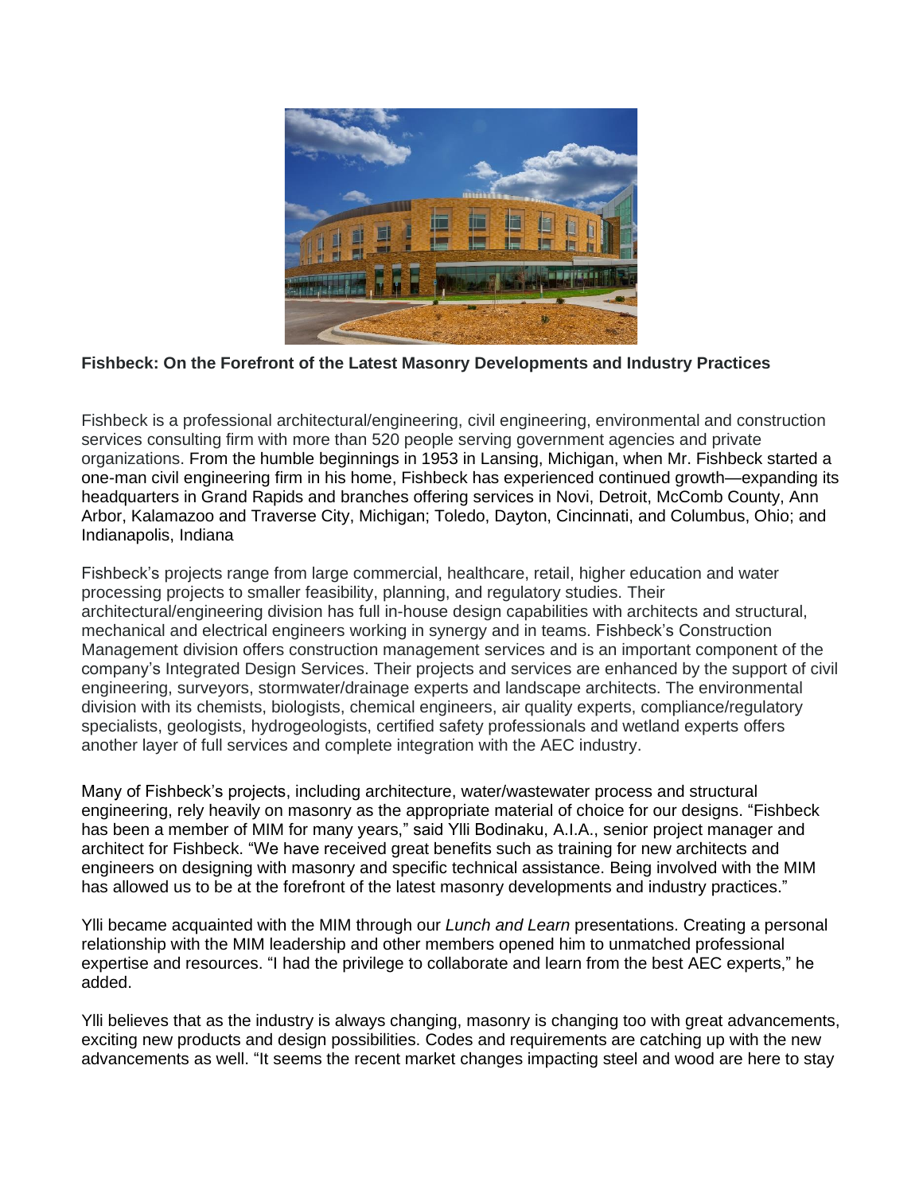**Fishbeck: On the Forefront of the Latest Masonry Developments and Industry Practices**

Fishbeck is a professional architectural/engineering, civil engineering, environmental and construction services consulting firm with more than 520 people serving government agencies and private organizations. From the humble beginnings in 1953 in Lansing, Michigan, when Mr. Fishbeck started a one-man civil engineering firm in his home, Fishbeck has experienced continued growth—expanding its headquarters in Grand Rapids and branches offering services in Novi, Detroit, McComb County, Ann Arbor, Kalamazoo and Traverse City, Michigan; Toledo, Dayton, Cincinnati, and Columbus, Ohio; and Indianapolis, Indiana

Fishbeck's projects range from large commercial, healthcare, retail, higher education and water processing projects to smaller feasibility, planning, and regulatory studies. Their architectural/engineering division has full in-house design capabilities with architects and structural, mechanical and electrical engineers working in synergy and in teams. Fishbeck's Construction Management division offers construction management services and is an important component of the company's Integrated Design Services. Their projects and services are enhanced by the support of civil engineering, surveyors, stormwater/drainage experts and landscape architects. The environmental division with its chemists, biologists, chemical engineers, air quality experts, compliance/regulatory specialists, geologists, hydrogeologists, certified safety professionals and wetland experts offers another layer of full services and complete integration with the AEC industry.

Many of Fishbeck's projects, including architecture, water/wastewater process and structural engineering, rely heavily on masonry as the appropriate material of choice for our designs. "Fishbeck has been a member of MIM for many years," said Ylli Bodinaku, A.I.A., senior project manager and architect for Fishbeck. "We have received great benefits such as training for new architects and engineers on designing with masonry and specific technical assistance. Being involved with the MIM has allowed us to be at the forefront of the latest masonry developments and industry practices."

Ylli became acquainted with the MIM through our *Lunch and Learn* presentations. Creating a personal relationship with the MIM leadership and other members opened him to unmatched professional expertise and resources. "I had the privilege to collaborate and learn from the best AEC experts," he added.

Ylli believes that as the industry is always changing, masonry is changing too with great advancements, exciting new products and design possibilities. Codes and requirements are catching up with the new advancements as well. "It seems the recent market changes impacting steel and wood are here to stay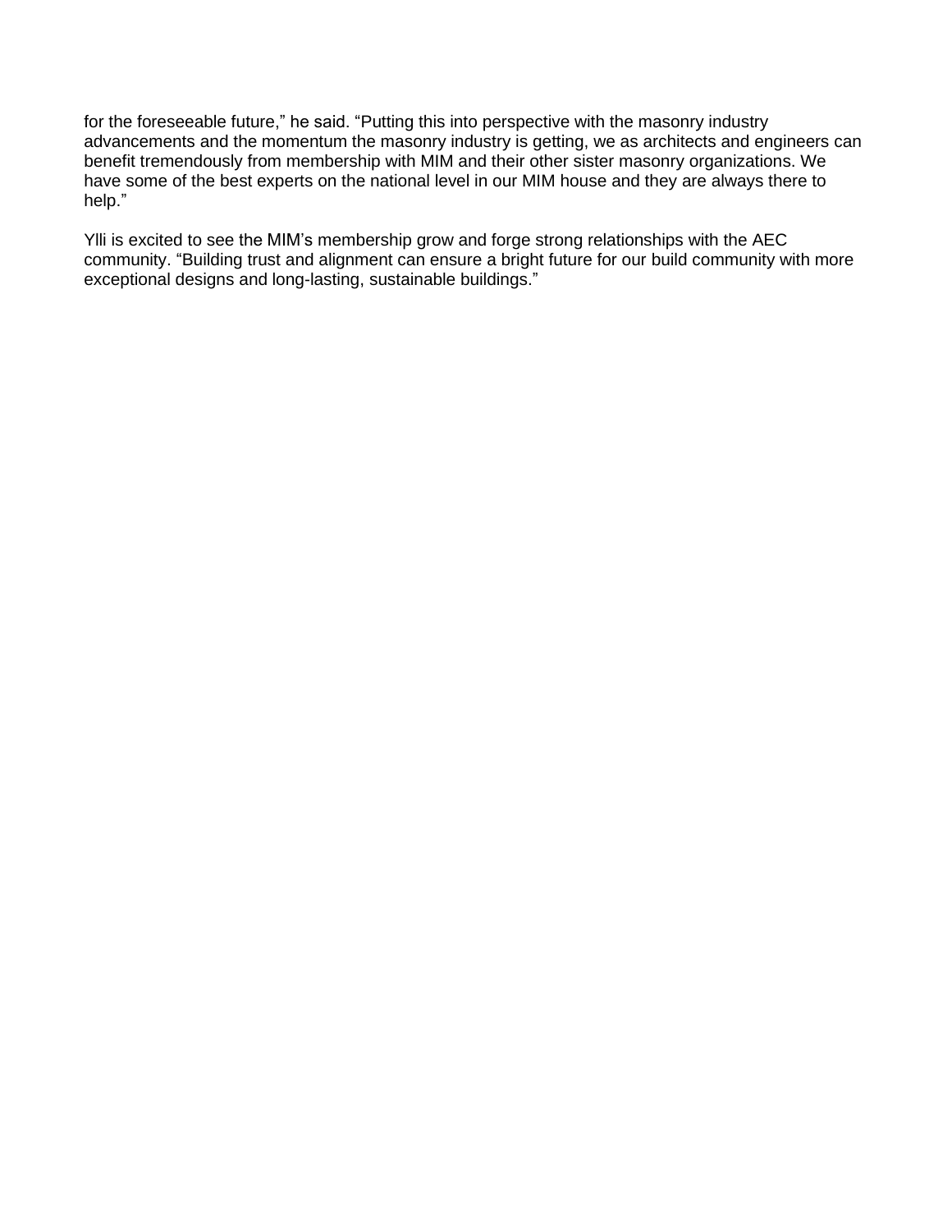for the foreseeable future," he said. "Putting this into perspective with the masonry industry advancements and the momentum the masonry industry is getting, we as architects and engineers can benefit tremendously from membership with MIM and their other sister masonry organizations. We have some of the best experts on the national level in our MIM house and they are always there to help."

Ylli is excited to see the MIM's membership grow and forge strong relationships with the AEC community. "Building trust and alignment can ensure a bright future for our build community with more exceptional designs and long-lasting, sustainable buildings."